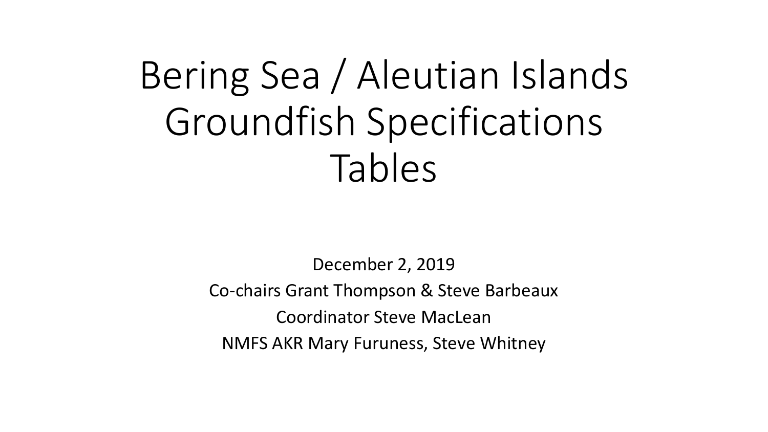# Bering Sea / Aleutian Islands Groundfish Specifications Tables

December 2, 2019

Co-chairs Grant Thompson & Steve Barbeaux

Coordinator Steve MacLean

NMFS AKR Mary Furuness, Steve Whitney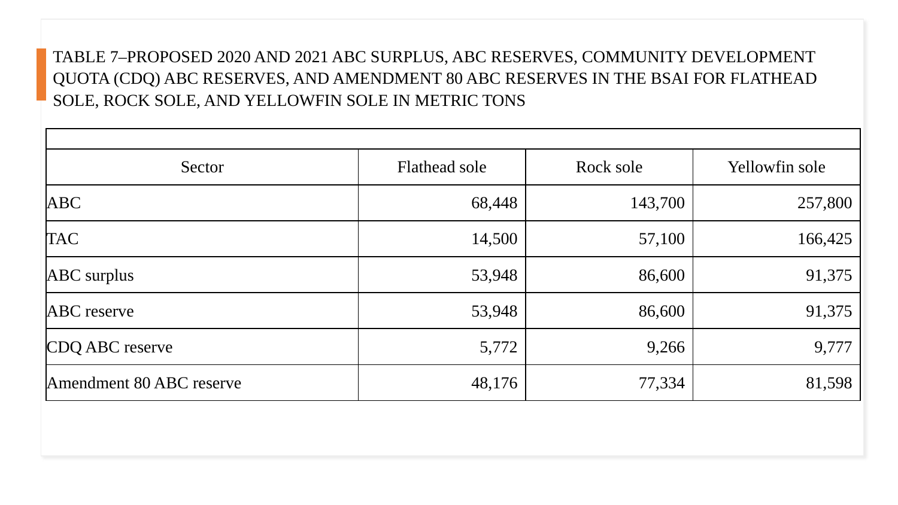TABLE 7–PROPOSED 2020 AND 2021 ABC SURPLUS, ABC RESERVES, COMMUNITY DEVELOPMENT QUOTA (CDQ) ABC RESERVES, AND AMENDMENT 80 ABC RESERVES IN THE BSAI FOR FLATHEAD SOLE, ROCK SOLE, AND YELLOWFIN SOLE IN METRIC TONS

| Sector | Flathead sole | Rock sole | Yellowfin sole |
| --- | --- | --- | --- |
| ABC | 68,448 | 143,700 | 257,800 |
| TAC | 14,500 | 57,100 | 166,425 |
| ABC surplus | 53,948 | 86,600 | 91,375 |
| ABC reserve | 53,948 | 86,600 | 91,375 |
| CDQ ABC reserve | 5,772 | 9,266 | 9,777 |
| Amendment 80 ABC reserve | 48,176 | 77,334 | 81,598 |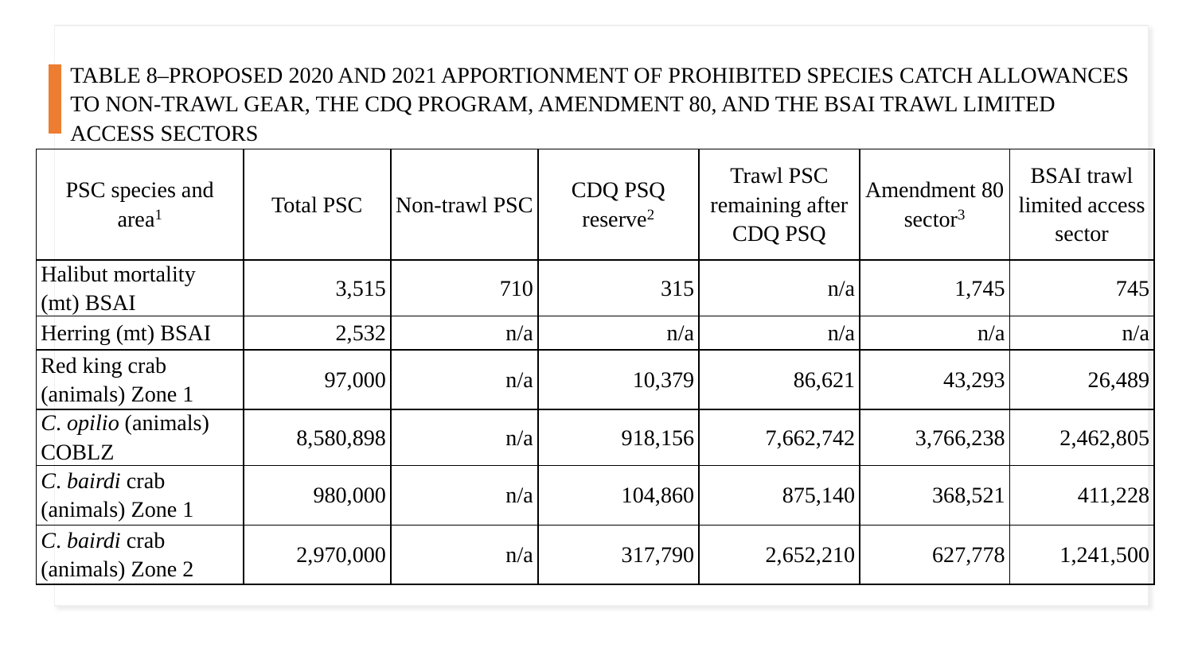TABLE 8–PROPOSED 2020 AND 2021 APPORTIONMENT OF PROHIBITED SPECIES CATCH ALLOWANCES TO NON-TRAWL GEAR, THE CDQ PROGRAM, AMENDMENT 80, AND THE BSAI TRAWL LIMITED ACCESS SECTORS

| PSC species and area[1] | Total PSC | Non-trawl PSC | CDQ PSQ reserve[2] | Trawl PSC remaining after CDQ PSQ | Amendment 80 sector[3] | BSAI trawl limited access sector |
|---|---|---|---|---|---|---|
| Halibut mortality (mt) BSAI | 3,515 | 710 | 315 | n/a | 1,745 | 745 |
| Herring (mt) BSAI | 2,532 | n/a | n/a | n/a | n/a | n/a |
| Red king crab (animals) Zone 1 | 97,000 | n/a | 10,379 | 86,621 | 43,293 | 26,489 |
| *C. opilio* (animals) COBLZ | 8,580,898 | n/a | 918,156 | 7,662,742 | 3,766,238 | 2,462,805 |
| *C. bairdi* crab (animals) Zone 1 | 980,000 | n/a | 104,860 | 875,140 | 368,521 | 411,228 |
| *C. bairdi* crab (animals) Zone 2 | 2,970,000 | n/a | 317,790 | 2,652,210 | 627,778 | 1,241,500 |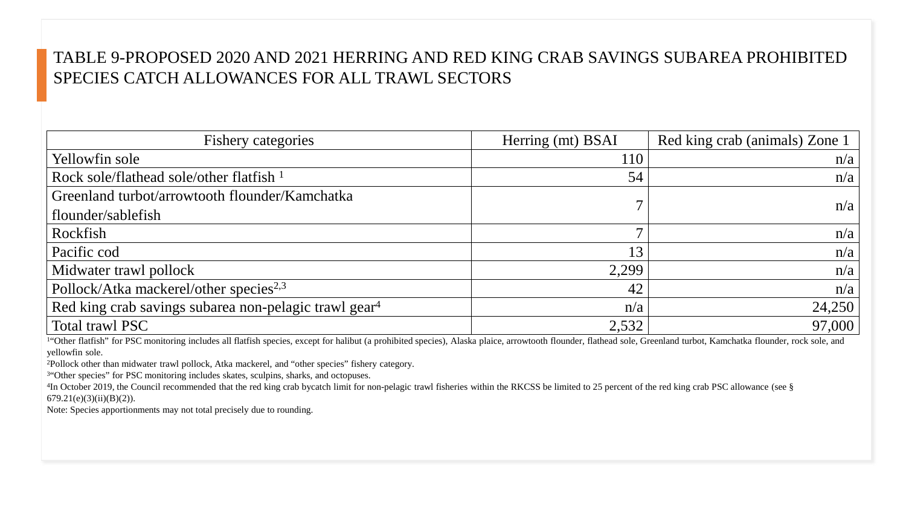## TABLE 9-PROPOSED 2020 AND 2021 HERRING AND RED KING CRAB SAVINGS SUBAREA PROHIBITED SPECIES CATCH ALLOWANCES FOR ALL TRAWL SECTORS

| Fishery categories | Herring (mt) BSAI | Red king crab (animals) Zone 1 |
| --- | --- | --- |
| Yellowfin sole | 110 | n/a |
| Rock sole/flathead sole/other flatfish [1] | 54 | n/a |
| Greenland turbot/arrowtooth flounder/Kamchatka flounder/sablefish | 7 | n/a |
| Rockfish | 7 | n/a |
| Pacific cod | 13 | n/a |
| Midwater trawl pollock | 2,299 | n/a |
| Pollock/Atka mackerel/other species[2,3] | 42 | n/a |
| Red king crab savings subarea non-pelagic trawl gear[4] | n/a | 24,250 |
| Total trawl PSC | 2,532 | 97,000 |

[1] "Other flatfish" for PSC monitoring includes all flatfish species, except for halibut (a prohibited species), Alaska plaice, arrowtooth flounder, flathead sole, Greenland turbot, Kamchatka flounder, rock sole, and yellowfin sole.

[2] Pollock other than midwater trawl pollock, Atka mackerel, and "other species" fishery category.

[3] "Other species" for PSC monitoring includes skates, sculpins, sharks, and octopuses.

[4] In October 2019, the Council recommended that the red king crab bycatch limit for non-pelagic trawl fisheries within the RKCSS be limited to 25 percent of the red king crab PSC allowance (see § 679.21(e)(3)(ii)(B)(2)).

Note: Species apportionments may not total precisely due to rounding.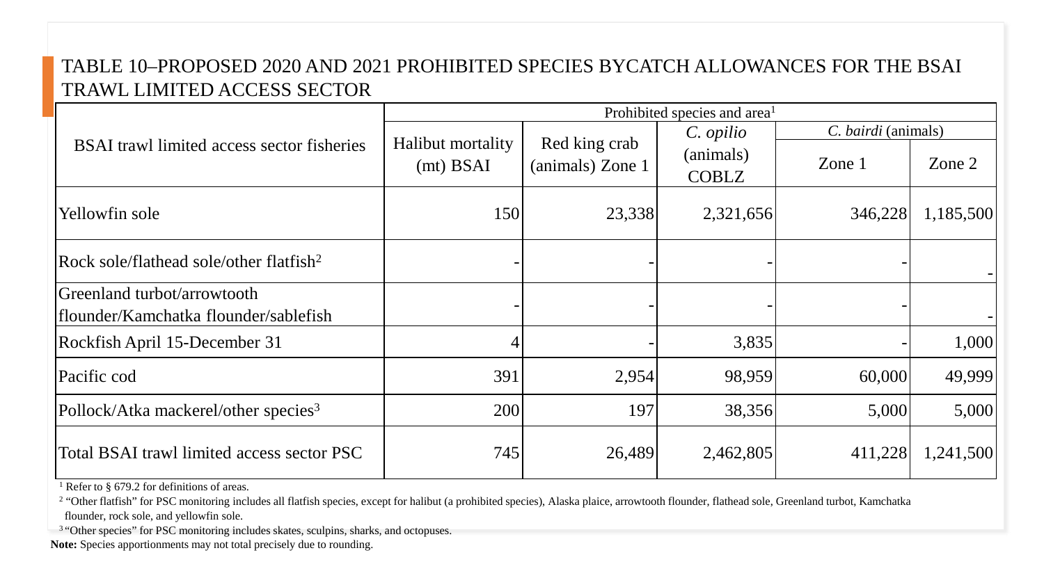## TABLE 10–PROPOSED 2020 AND 2021 PROHIBITED SPECIES BYCATCH ALLOWANCES FOR THE BSAI TRAWL LIMITED ACCESS SECTOR

| BSAI trawl limited access sector fisheries | Prohibited species and area[1] | | | | |
|---|---|---|---|---|---|
| | Halibut mortality (mt) BSAI | Red king crab (animals) Zone 1 | *C. opilio* (animals) COBLZ | *C. bairdi* (animals) | |
| | | | | Zone 1 | Zone 2 |
| Yellowfin sole | 150 | 23,338 | 2,321,656 | 346,228 | 1,185,500 |
| Rock sole/flathead sole/other flatfish[2] | - | - | - | - | - |
| Greenland turbot/arrowtooth flounder/Kamchatka flounder/sablefish | - | - | - | - | - |
| Rockfish April 15-December 31 | 4 | - | 3,835 | - | 1,000 |
| Pacific cod | 391 | 2,954 | 98,959 | 60,000 | 49,999 |
| Pollock/Atka mackerel/other species[3] | 200 | 197 | 38,356 | 5,000 | 5,000 |
| Total BSAI trawl limited access sector PSC | 745 | 26,489 | 2,462,805 | 411,228 | 1,241,500 |

[1] Refer to § 679.2 for definitions of areas.

[2] "Other flatfish" for PSC monitoring includes all flatfish species, except for halibut (a prohibited species), Alaska plaice, arrowtooth flounder, flathead sole, Greenland turbot, Kamchatka flounder, rock sole, and yellowfin sole.

[3] "Other species" for PSC monitoring includes skates, sculpins, sharks, and octopuses.

**Note:** Species apportionments may not total precisely due to rounding.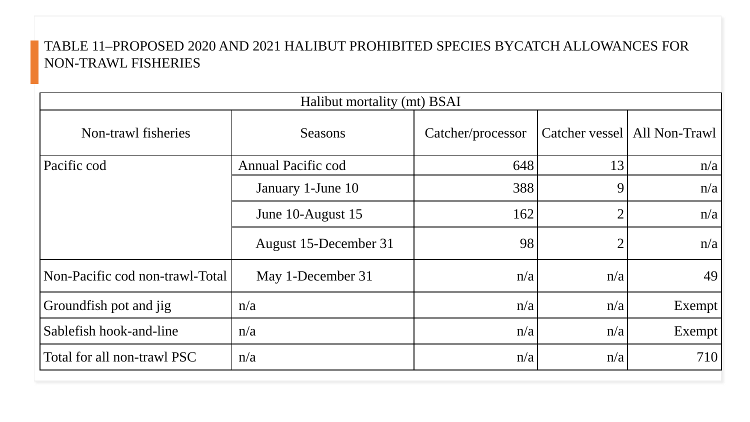## TABLE 11–PROPOSED 2020 AND 2021 HALIBUT PROHIBITED SPECIES BYCATCH ALLOWANCES FOR NON-TRAWL FISHERIES

| Halibut mortality (mt) BSAI | | | | |
|---|---|---|---|---|
| Non-trawl fisheries | Seasons | Catcher/processor | Catcher vessel | All Non-Trawl |
| Pacific cod | Annual Pacific cod | 648 | 13 | n/a |
| | January 1-June 10 | 388 | 9 | n/a |
| | June 10-August 15 | 162 | 2 | n/a |
| | August 15-December 31 | 98 | 2 | n/a |
| Non-Pacific cod non-trawl-Total | May 1-December 31 | n/a | n/a | 49 |
| Groundfish pot and jig | n/a | n/a | n/a | Exempt |
| Sablefish hook-and-line | n/a | n/a | n/a | Exempt |
| Total for all non-trawl PSC | n/a | n/a | n/a | 710 |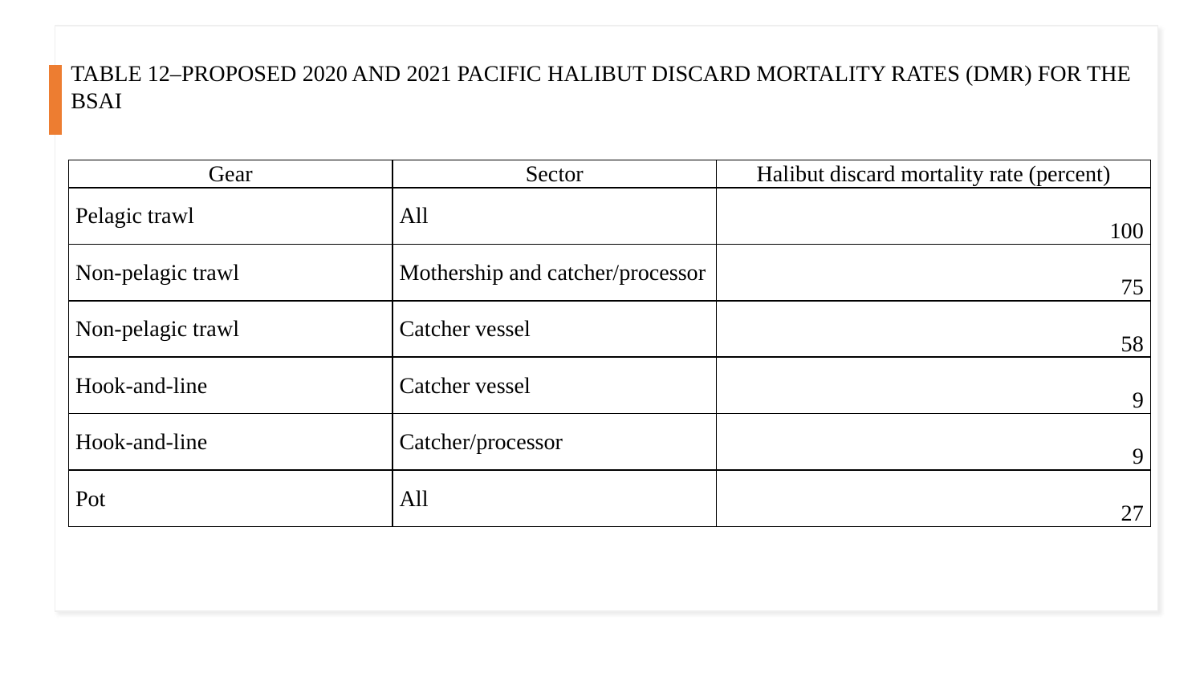# TABLE 12–PROPOSED 2020 AND 2021 PACIFIC HALIBUT DISCARD MORTALITY RATES (DMR) FOR THE BSAI

| Gear | Sector | Halibut discard mortality rate (percent) |
| --- | --- | --- |
| Pelagic trawl | All | 100 |
| Non-pelagic trawl | Mothership and catcher/processor | 75 |
| Non-pelagic trawl | Catcher vessel | 58 |
| Hook-and-line | Catcher vessel | 9 |
| Hook-and-line | Catcher/processor | 9 |
| Pot | All | 27 |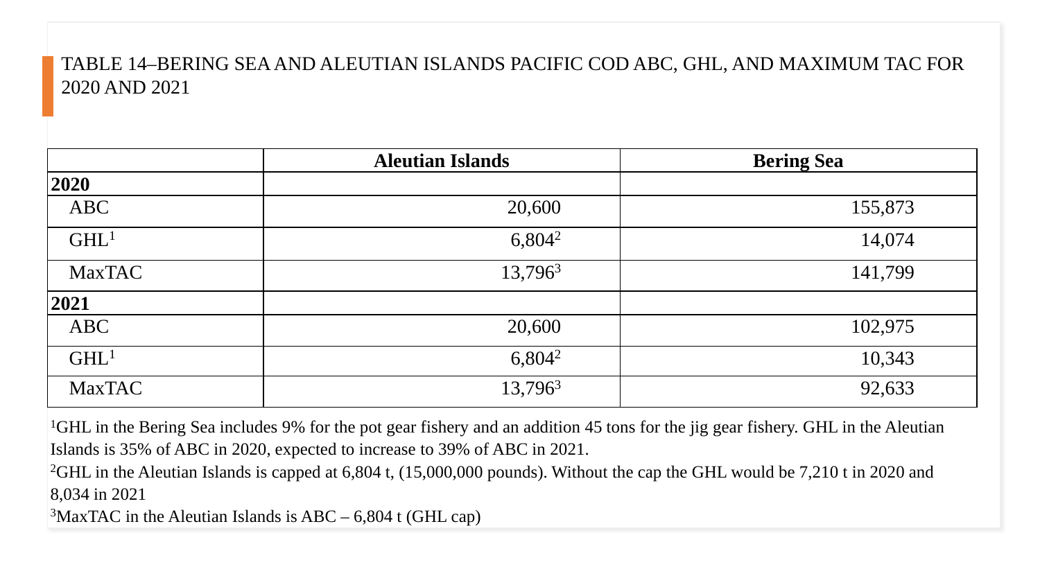TABLE 14–BERING SEA AND ALEUTIAN ISLANDS PACIFIC COD ABC, GHL, AND MAXIMUM TAC FOR 2020 AND 2021

| | Aleutian Islands | Bering Sea |
|---|---|---|
| **2020** | | |
| ABC | 20,600 | 155,873 |
| GHL[1] | 6,804[2] | 14,074 |
| MaxTAC | 13,796[3] | 141,799 |
| **2021** | | |
| ABC | 20,600 | 102,975 |
| GHL[1] | 6,804[2] | 10,343 |
| MaxTAC | 13,796[3] | 92,633 |

[1]GHL in the Bering Sea includes 9% for the pot gear fishery and an addition 45 tons for the jig gear fishery. GHL in the Aleutian Islands is 35% of ABC in 2020, expected to increase to 39% of ABC in 2021.

[2]GHL in the Aleutian Islands is capped at 6,804 t, (15,000,000 pounds). Without the cap the GHL would be 7,210 t in 2020 and 8,034 in 2021

[3]MaxTAC in the Aleutian Islands is ABC – 6,804 t (GHL cap)